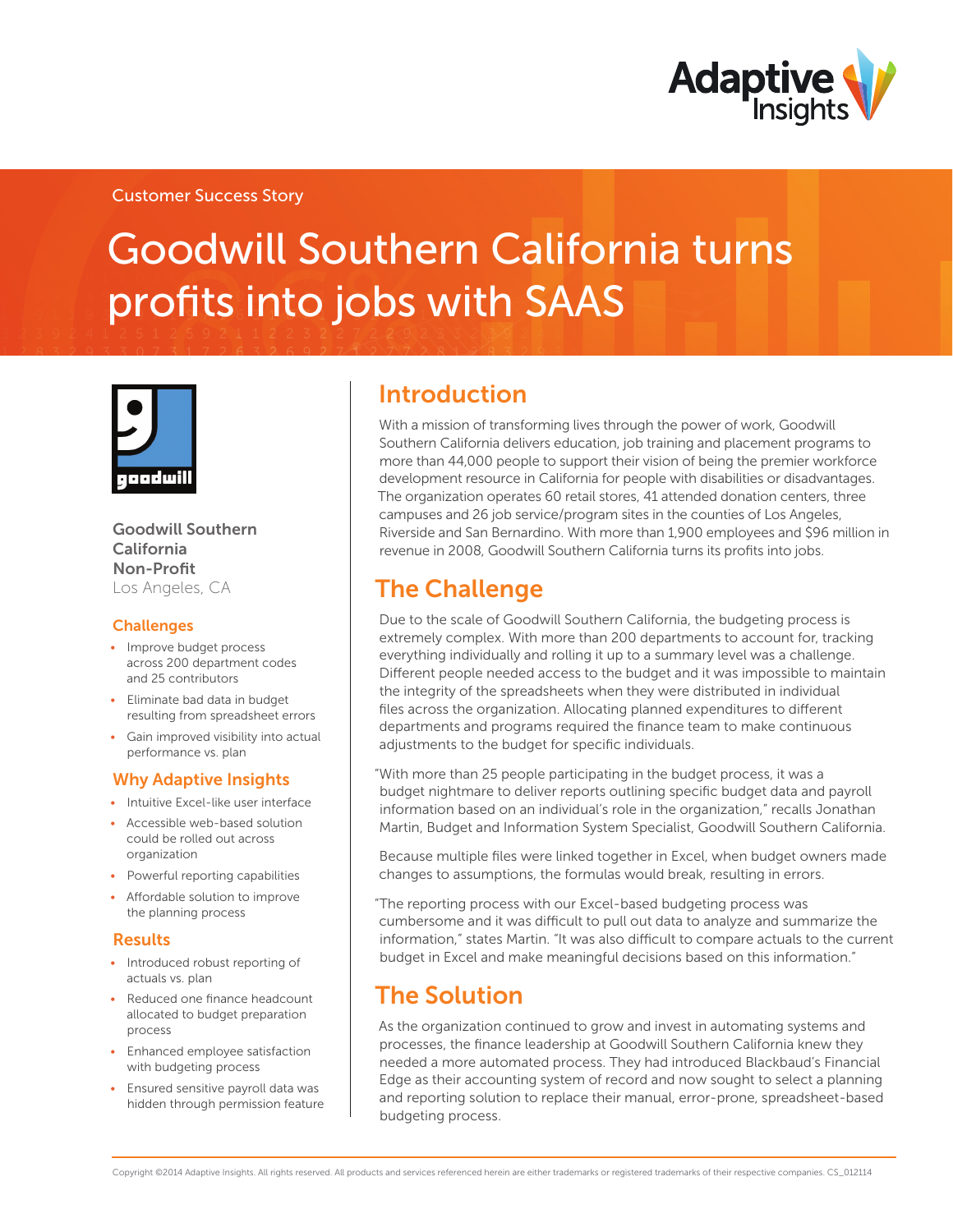Customer Success Story

# Goodwill Southern California turns profits into jobs with SAAS

**Goodwill Southern California**
**Non-Profit**
Los Angeles, CA

### Challenges

- Improve budget process across 200 department codes and 25 contributors
- Eliminate bad data in budget resulting from spreadsheet errors
- Gain improved visibility into actual performance vs. plan

### Why Adaptive Insights

- Intuitive Excel-like user interface
- Accessible web-based solution could be rolled out across organization
- Powerful reporting capabilities
- Affordable solution to improve the planning process

### Results

- Introduced robust reporting of actuals vs. plan
- Reduced one finance headcount allocated to budget preparation process
- Enhanced employee satisfaction with budgeting process
- Ensured sensitive payroll data was hidden through permission feature

## Introduction

With a mission of transforming lives through the power of work, Goodwill Southern California delivers education, job training and placement programs to more than 44,000 people to support their vision of being the premier workforce development resource in California for people with disabilities or disadvantages. The organization operates 60 retail stores, 41 attended donation centers, three campuses and 26 job service/program sites in the counties of Los Angeles, Riverside and San Bernardino. With more than 1,900 employees and $96 million in revenue in 2008, Goodwill Southern California turns its profits into jobs.

## The Challenge

Due to the scale of Goodwill Southern California, the budgeting process is extremely complex. With more than 200 departments to account for, tracking everything individually and rolling it up to a summary level was a challenge. Different people needed access to the budget and it was impossible to maintain the integrity of the spreadsheets when they were distributed in individual files across the organization. Allocating planned expenditures to different departments and programs required the finance team to make continuous adjustments to the budget for specific individuals.

"With more than 25 people participating in the budget process, it was a budget nightmare to deliver reports outlining specific budget data and payroll information based on an individual's role in the organization," recalls Jonathan Martin, Budget and Information System Specialist, Goodwill Southern California.

Because multiple files were linked together in Excel, when budget owners made changes to assumptions, the formulas would break, resulting in errors.

"The reporting process with our Excel-based budgeting process was cumbersome and it was difficult to pull out data to analyze and summarize the information," states Martin. "It was also difficult to compare actuals to the current budget in Excel and make meaningful decisions based on this information."

## The Solution

As the organization continued to grow and invest in automating systems and processes, the finance leadership at Goodwill Southern California knew they needed a more automated process. They had introduced Blackbaud's Financial Edge as their accounting system of record and now sought to select a planning and reporting solution to replace their manual, error-prone, spreadsheet-based budgeting process.

Copyright ©2014 Adaptive Insights. All rights reserved. All products and services referenced herein are either trademarks or registered trademarks of their respective companies. CS_012114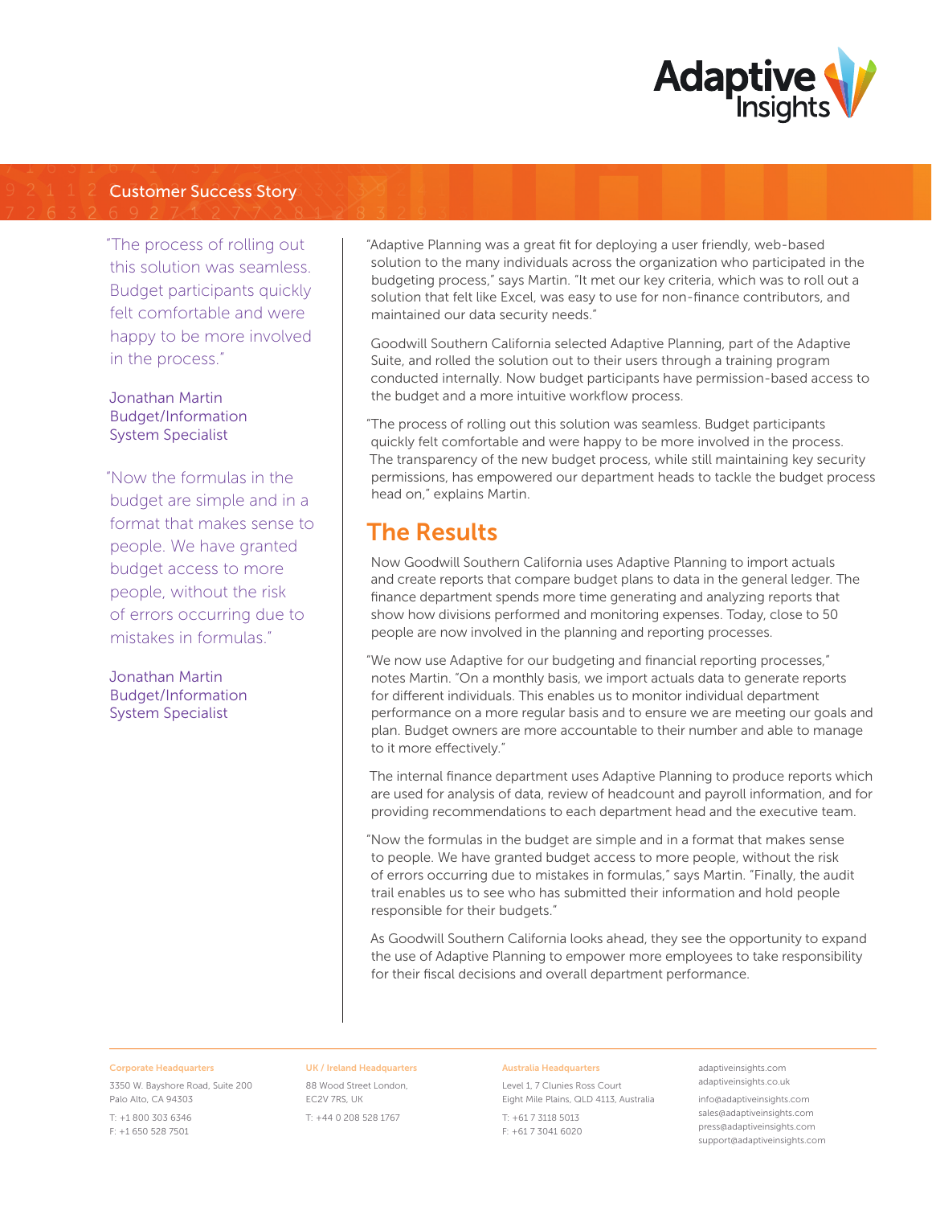Customer Success Story

"The process of rolling out this solution was seamless. Budget participants quickly felt comfortable and were happy to be more involved in the process."

Jonathan Martin
Budget/Information System Specialist

"Now the formulas in the budget are simple and in a format that makes sense to people. We have granted budget access to more people, without the risk of errors occurring due to mistakes in formulas."

Jonathan Martin
Budget/Information System Specialist

"Adaptive Planning was a great fit for deploying a user friendly, web-based solution to the many individuals across the organization who participated in the budgeting process," says Martin. "It met our key criteria, which was to roll out a solution that felt like Excel, was easy to use for non-finance contributors, and maintained our data security needs."

Goodwill Southern California selected Adaptive Planning, part of the Adaptive Suite, and rolled the solution out to their users through a training program conducted internally. Now budget participants have permission-based access to the budget and a more intuitive workflow process.

"The process of rolling out this solution was seamless. Budget participants quickly felt comfortable and were happy to be more involved in the process. The transparency of the new budget process, while still maintaining key security permissions, has empowered our department heads to tackle the budget process head on," explains Martin.

## The Results

Now Goodwill Southern California uses Adaptive Planning to import actuals and create reports that compare budget plans to data in the general ledger. The finance department spends more time generating and analyzing reports that show how divisions performed and monitoring expenses. Today, close to 50 people are now involved in the planning and reporting processes.

"We now use Adaptive for our budgeting and financial reporting processes," notes Martin. "On a monthly basis, we import actuals data to generate reports for different individuals. This enables us to monitor individual department performance on a more regular basis and to ensure we are meeting our goals and plan. Budget owners are more accountable to their number and able to manage to it more effectively."

The internal finance department uses Adaptive Planning to produce reports which are used for analysis of data, review of headcount and payroll information, and for providing recommendations to each department head and the executive team.

"Now the formulas in the budget are simple and in a format that makes sense to people. We have granted budget access to more people, without the risk of errors occurring due to mistakes in formulas," says Martin. "Finally, the audit trail enables us to see who has submitted their information and hold people responsible for their budgets."

As Goodwill Southern California looks ahead, they see the opportunity to expand the use of Adaptive Planning to empower more employees to take responsibility for their fiscal decisions and overall department performance.

**Corporate Headquarters**
3350 W. Bayshore Road, Suite 200
Palo Alto, CA 94303
T: +1 800 303 6346
F: +1 650 528 7501

**UK / Ireland Headquarters**
88 Wood Street London,
EC2V 7RS, UK
T: +44 0 208 528 1767

**Australia Headquarters**
Level 1, 7 Clunies Ross Court
Eight Mile Plains, QLD 4113, Australia
T: +61 7 3118 5013
F: +61 7 3041 6020

adaptiveinsights.com
adaptiveinsights.co.uk
info@adaptiveinsights.com
sales@adaptiveinsights.com
press@adaptiveinsights.com
support@adaptiveinsights.com